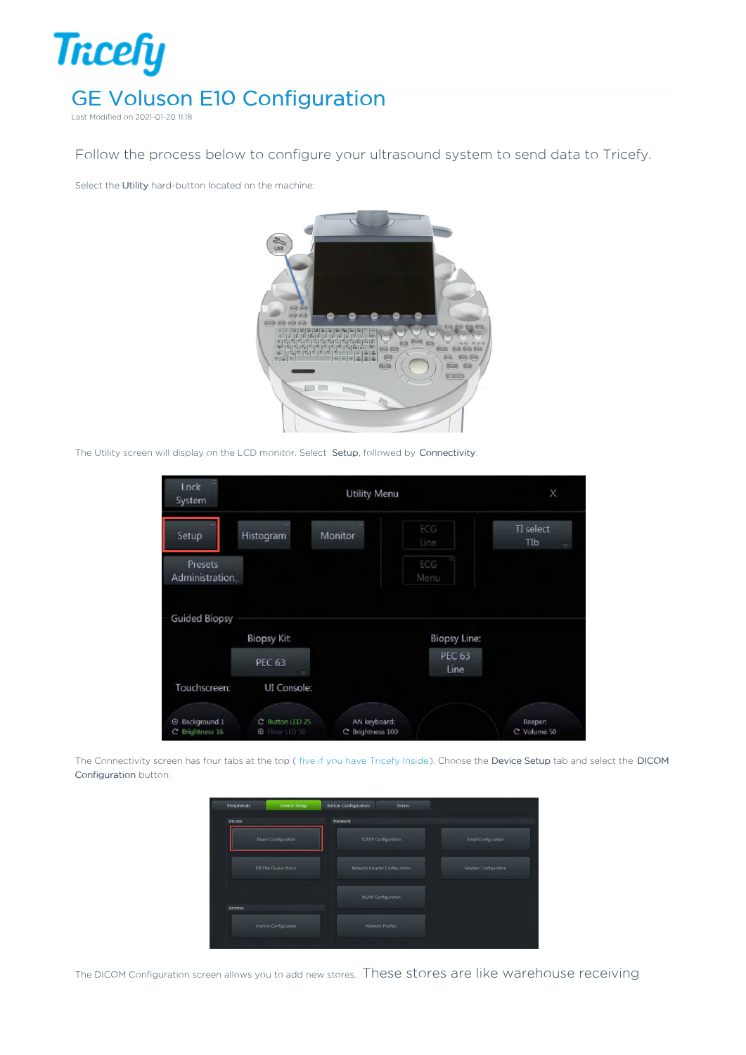# GE Voluson E10 Configuration

Last Modified on 2021-01-20 11:18

Follow the process below to configure your ultrasound system to send data to Tricefy.

Select the **Utility** hard-button located on the machine:

The Utility screen will display on the LCD monitor. Select **Setup**, followed by **Connectivity**:

The Connectivity screen has four tabs at the top ( five if you have Tricefy Inside). Choose the **Device Setup** tab and select the **DICOM Configuration** button:

The DICOM Configuration screen allows you to add new stores. These stores are like warehouse receiving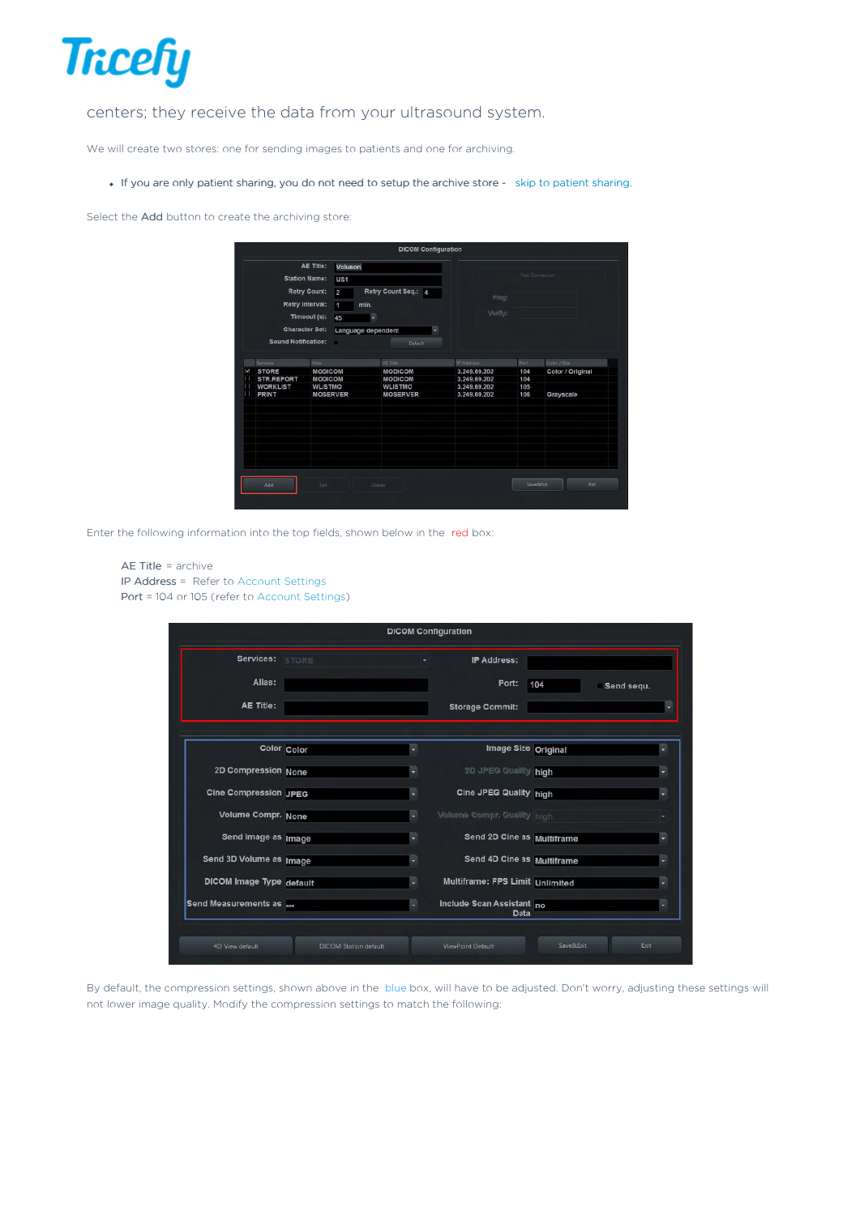centers; they receive the data from your ultrasound system.

We will create two stores: one for sending images to patients and one for archiving.

- If you are only patient sharing, you do not need to setup the archive store - skip to patient sharing.

Select the **Add** button to create the archiving store:

Enter the following information into the top fields, shown below in the red box:

AE Title = archive
IP Address = Refer to Account Settings
Port = 104 or 105 (refer to Account Settings)

By default, the compression settings, shown above in the blue box, will have to be adjusted. Don't worry, adjusting these settings will not lower image quality. Modify the compression settings to match the following: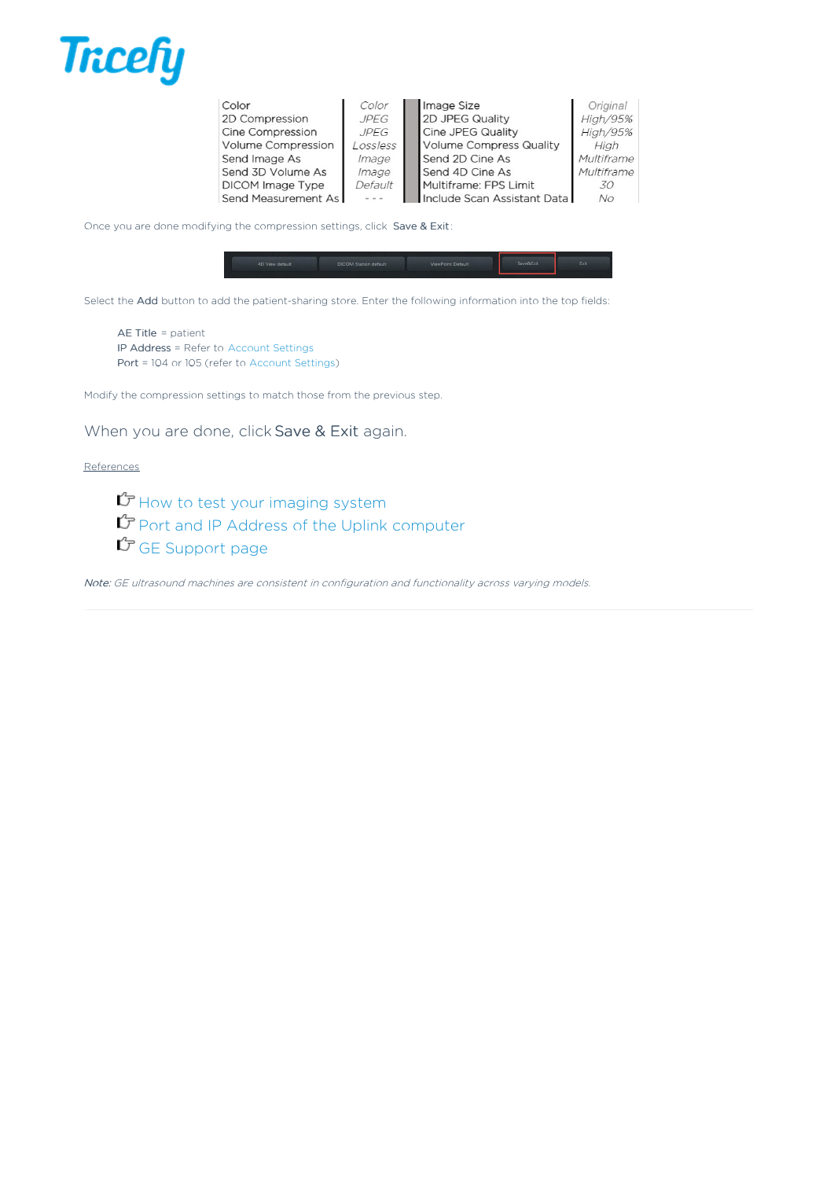| | | | |
|---|---|---|---|
| Color | *Color* | Image Size | *Original* |
| 2D Compression | *JPEG* | 2D JPEG Quality | *High/95%* |
| Cine Compression | *JPEG* | Cine JPEG Quality | *High/95%* |
| Volume Compression | *Lossless* | Volume Compress Quality | *High* |
| Send Image As | *Image* | Send 2D Cine As | *Multiframe* |
| Send 3D Volume As | *Image* | Send 4D Cine As | *Multiframe* |
| DICOM Image Type | *Default* | Multiframe: FPS Limit | *30* |
| Send Measurement As | - - - | Include Scan Assistant Data | *No* |

Once you are done modifying the compression settings, click **Save & Exit**:

4D View default | DICOM Station default | ViewPoint Default | Save&Exit | Exit

Select the **Add** button to add the patient-sharing store. Enter the following information into the top fields:

> **AE Title** = patient
> **IP Address** = Refer to Account Settings
> **Port** = 104 or 105 (refer to Account Settings)

Modify the compression settings to match those from the previous step.

When you are done, click **Save & Exit** again.

References

- How to test your imaging system
- Port and IP Address of the Uplink computer
- GE Support page

*Note: GE ultrasound machines are consistent in configuration and functionality across varying models.*